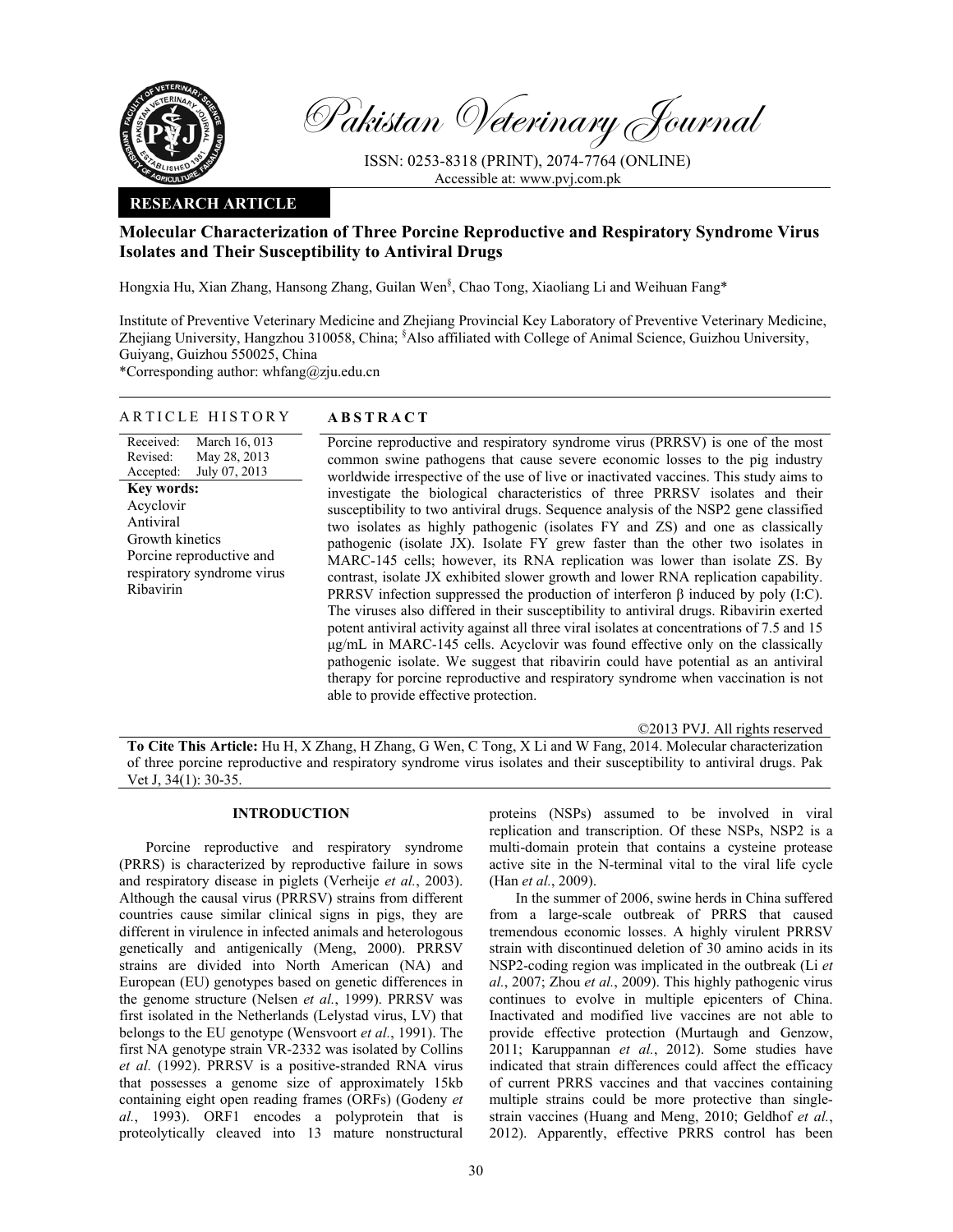Pakistan Veterinary Journal

ISSN: 0253-8318 (PRINT), 2074-7764 (ONLINE)
Accessible at: www.pvj.com.pk

**RESEARCH ARTICLE**

# Molecular Characterization of Three Porcine Reproductive and Respiratory Syndrome Virus Isolates and Their Susceptibility to Antiviral Drugs

Hongxia Hu, Xian Zhang, Hansong Zhang, Guilan Wen[§], Chao Tong, Xiaoliang Li and Weihuan Fang*

Institute of Preventive Veterinary Medicine and Zhejiang Provincial Key Laboratory of Preventive Veterinary Medicine, Zhejiang University, Hangzhou 310058, China; [§]Also affiliated with College of Animal Science, Guizhou University, Guiyang, Guizhou 550025, China

*Corresponding author: whfang@zju.edu.cn

## ARTICLE HISTORY

Received: March 16, 013
Revised: May 28, 2013
Accepted: July 07, 2013

**Key words:**
Acyclovir
Antiviral
Growth kinetics
Porcine reproductive and respiratory syndrome virus
Ribavirin

## ABSTRACT

Porcine reproductive and respiratory syndrome virus (PRRSV) is one of the most common swine pathogens that cause severe economic losses to the pig industry worldwide irrespective of the use of live or inactivated vaccines. This study aims to investigate the biological characteristics of three PRRSV isolates and their susceptibility to two antiviral drugs. Sequence analysis of the NSP2 gene classified two isolates as highly pathogenic (isolates FY and ZS) and one as classically pathogenic (isolate JX). Isolate FY grew faster than the other two isolates in MARC-145 cells; however, its RNA replication was lower than isolate ZS. By contrast, isolate JX exhibited slower growth and lower RNA replication capability. PRRSV infection suppressed the production of interferon β induced by poly (I:C). The viruses also differed in their susceptibility to antiviral drugs. Ribavirin exerted potent antiviral activity against all three viral isolates at concentrations of 7.5 and 15 μg/mL in MARC-145 cells. Acyclovir was found effective only on the classically pathogenic isolate. We suggest that ribavirin could have potential as an antiviral therapy for porcine reproductive and respiratory syndrome when vaccination is not able to provide effective protection.

©2013 PVJ. All rights reserved

**To Cite This Article:** Hu H, X Zhang, H Zhang, G Wen, C Tong, X Li and W Fang, 2014. Molecular characterization of three porcine reproductive and respiratory syndrome virus isolates and their susceptibility to antiviral drugs. Pak Vet J, 34(1): 30-35.

## INTRODUCTION

Porcine reproductive and respiratory syndrome (PRRS) is characterized by reproductive failure in sows and respiratory disease in piglets (Verheije *et al.*, 2003). Although the causal virus (PRRSV) strains from different countries cause similar clinical signs in pigs, they are different in virulence in infected animals and heterologous genetically and antigenically (Meng, 2000). PRRSV strains are divided into North American (NA) and European (EU) genotypes based on genetic differences in the genome structure (Nelsen *et al.*, 1999). PRRSV was first isolated in the Netherlands (Lelystad virus, LV) that belongs to the EU genotype (Wensvoort *et al.*, 1991). The first NA genotype strain VR-2332 was isolated by Collins *et al.* (1992). PRRSV is a positive-stranded RNA virus that possesses a genome size of approximately 15kb containing eight open reading frames (ORFs) (Godeny *et al.*, 1993). ORF1 encodes a polyprotein that is proteolytically cleaved into 13 mature nonstructural proteins (NSPs) assumed to be involved in viral replication and transcription. Of these NSPs, NSP2 is a multi-domain protein that contains a cysteine protease active site in the N-terminal vital to the viral life cycle (Han *et al.*, 2009).

In the summer of 2006, swine herds in China suffered from a large-scale outbreak of PRRS that caused tremendous economic losses. A highly virulent PRRSV strain with discontinued deletion of 30 amino acids in its NSP2-coding region was implicated in the outbreak (Li *et al.*, 2007; Zhou *et al.*, 2009). This highly pathogenic virus continues to evolve in multiple epicenters of China. Inactivated and modified live vaccines are not able to provide effective protection (Murtaugh and Genzow, 2011; Karuppannan *et al.*, 2012). Some studies have indicated that strain differences could affect the efficacy of current PRRS vaccines and that vaccines containing multiple strains could be more protective than single-strain vaccines (Huang and Meng, 2010; Geldhof *et al.*, 2012). Apparently, effective PRRS control has been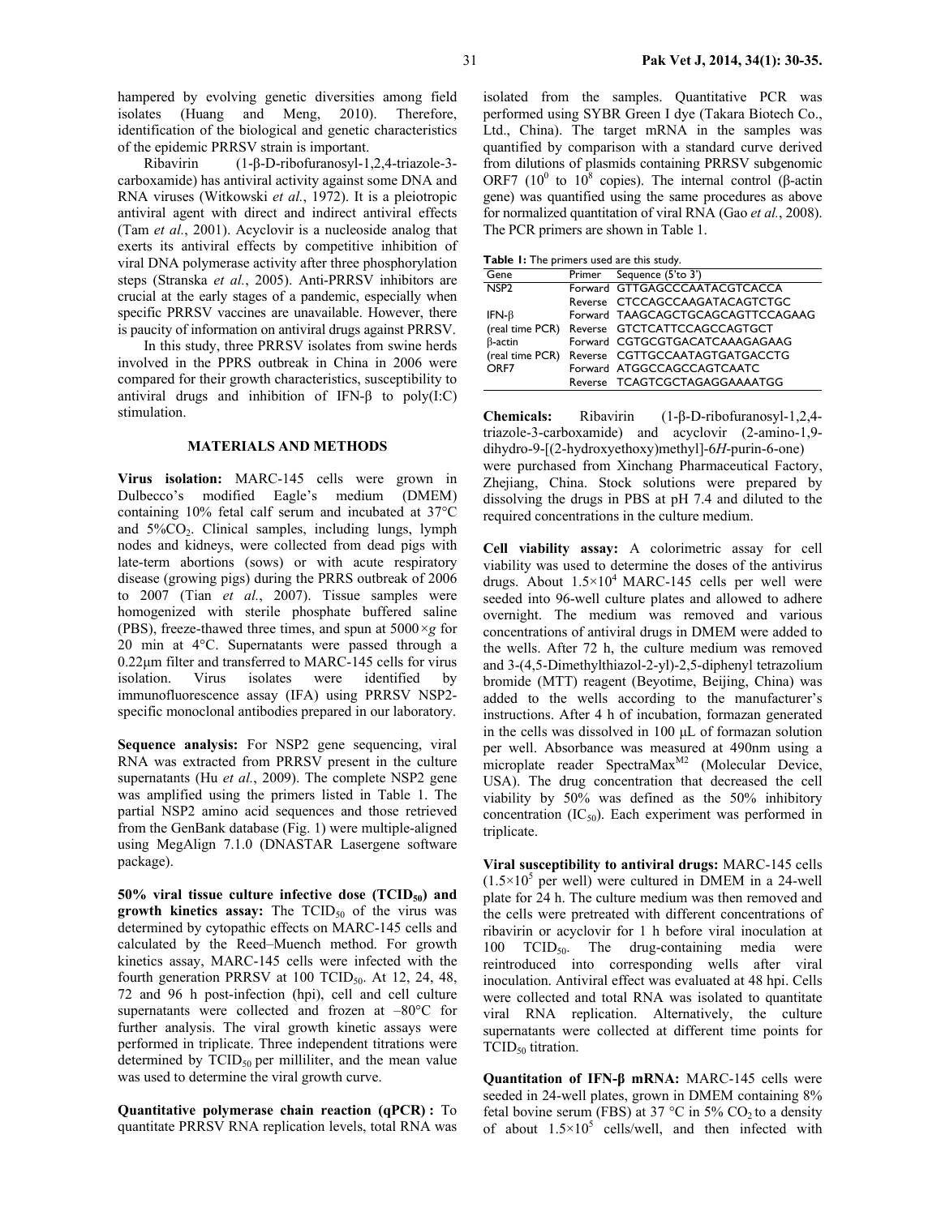hampered by evolving genetic diversities among field isolates (Huang and Meng, 2010). Therefore, identification of the biological and genetic characteristics of the epidemic PRRSV strain is important.

Ribavirin (1-β-D-ribofuranosyl-1,2,4-triazole-3-carboxamide) has antiviral activity against some DNA and RNA viruses (Witkowski *et al.*, 1972). It is a pleiotropic antiviral agent with direct and indirect antiviral effects (Tam *et al.*, 2001). Acyclovir is a nucleoside analog that exerts its antiviral effects by competitive inhibition of viral DNA polymerase activity after three phosphorylation steps (Stranska *et al.*, 2005). Anti-PRRSV inhibitors are crucial at the early stages of a pandemic, especially when specific PRRSV vaccines are unavailable. However, there is paucity of information on antiviral drugs against PRRSV.

In this study, three PRRSV isolates from swine herds involved in the PPRS outbreak in China in 2006 were compared for their growth characteristics, susceptibility to antiviral drugs and inhibition of IFN-β to poly(I:C) stimulation.

## MATERIALS AND METHODS

**Virus isolation:** MARC-145 cells were grown in Dulbecco's modified Eagle's medium (DMEM) containing 10% fetal calf serum and incubated at 37°C and 5%$CO_2$. Clinical samples, including lungs, lymph nodes and kidneys, were collected from dead pigs with late-term abortions (sows) or with acute respiratory disease (growing pigs) during the PRRS outbreak of 2006 to 2007 (Tian *et al.*, 2007). Tissue samples were homogenized with sterile phosphate buffered saline (PBS), freeze-thawed three times, and spun at 5000×*g* for 20 min at 4°C. Supernatants were passed through a 0.22μm filter and transferred to MARC-145 cells for virus isolation. Virus isolates were identified by immunofluorescence assay (IFA) using PRRSV NSP2-specific monoclonal antibodies prepared in our laboratory.

**Sequence analysis:** For NSP2 gene sequencing, viral RNA was extracted from PRRSV present in the culture supernatants (Hu *et al.*, 2009). The complete NSP2 gene was amplified using the primers listed in Table 1. The partial NSP2 amino acid sequences and those retrieved from the GenBank database (Fig. 1) were multiple-aligned using MegAlign 7.1.0 (DNASTAR Lasergene software package).

**50% viral tissue culture infective dose ($TCID_{50}$) and growth kinetics assay:** The $TCID_{50}$ of the virus was determined by cytopathic effects on MARC-145 cells and calculated by the Reed–Muench method. For growth kinetics assay, MARC-145 cells were infected with the fourth generation PRRSV at 100 $TCID_{50}$. At 12, 24, 48, 72 and 96 h post-infection (hpi), cell and cell culture supernatants were collected and frozen at –80°C for further analysis. The viral growth kinetic assays were performed in triplicate. Three independent titrations were determined by $TCID_{50}$ per milliliter, and the mean value was used to determine the viral growth curve.

**Quantitative polymerase chain reaction (qPCR) :** To quantitate PRRSV RNA replication levels, total RNA was isolated from the samples. Quantitative PCR was performed using SYBR Green I dye (Takara Biotech Co., Ltd., China). The target mRNA in the samples was quantified by comparison with a standard curve derived from dilutions of plasmids containing PRRSV subgenomic ORF7 ($10^0$ to $10^8$ copies). The internal control (β-actin gene) was quantified using the same procedures as above for normalized quantitation of viral RNA (Gao *et al.*, 2008). The PCR primers are shown in Table 1.

**Table 1:** The primers used are this study.

| Gene | Primer | Sequence (5'to 3') |
|---|---|---|
| NSP2 | Forward | GTTGAGCCCAATACGTCACCA |
| | Reverse | CTCCAGCCAAGATACAGTCTGC |
| IFN-β | Forward | TAAGCAGCTGCAGCAGTTCCAGAAG |
| (real time PCR) | Reverse | GTCTCATTCCAGCCAGTGCT |
| β-actin | Forward | CGTGCGTGACATCAAAGAGAAG |
| (real time PCR) | Reverse | CGTTGCCAATAGTGATGACCTG |
| ORF7 | Forward | ATGGCCAGCCAGTCAATC |
| | Reverse | TCAGTCGCTAGAGGAAAATGG |

**Chemicals:** Ribavirin (1-β-D-ribofuranosyl-1,2,4-triazole-3-carboxamide) and acyclovir (2-amino-1,9-dihydro-9-[(2-hydroxyethoxy)methyl]-6*H*-purin-6-one) were purchased from Xinchang Pharmaceutical Factory, Zhejiang, China. Stock solutions were prepared by dissolving the drugs in PBS at pH 7.4 and diluted to the required concentrations in the culture medium.

**Cell viability assay:** A colorimetric assay for cell viability was used to determine the doses of the antivirus drugs. About $1.5\times10^4$ MARC-145 cells per well were seeded into 96-well culture plates and allowed to adhere overnight. The medium was removed and various concentrations of antiviral drugs in DMEM were added to the wells. After 72 h, the culture medium was removed and 3-(4,5-Dimethylthiazol-2-yl)-2,5-diphenyl tetrazolium bromide (MTT) reagent (Beyotime, Beijing, China) was added to the wells according to the manufacturer's instructions. After 4 h of incubation, formazan generated in the cells was dissolved in 100 μL of formazan solution per well. Absorbance was measured at 490nm using a microplate reader SpectraMax$^{M2}$ (Molecular Device, USA). The drug concentration that decreased the cell viability by 50% was defined as the 50% inhibitory concentration ($IC_{50}$). Each experiment was performed in triplicate.

**Viral susceptibility to antiviral drugs:** MARC-145 cells ($1.5\times10^5$ per well) were cultured in DMEM in a 24-well plate for 24 h. The culture medium was then removed and the cells were pretreated with different concentrations of ribavirin or acyclovir for 1 h before viral inoculation at 100 $TCID_{50}$. The drug-containing media were reintroduced into corresponding wells after viral inoculation. Antiviral effect was evaluated at 48 hpi. Cells were collected and total RNA was isolated to quantitate viral RNA replication. Alternatively, the culture supernatants were collected at different time points for $TCID_{50}$ titration.

**Quantitation of IFN-β mRNA:** MARC-145 cells were seeded in 24-well plates, grown in DMEM containing 8% fetal bovine serum (FBS) at 37 °C in 5% $CO_2$ to a density of about $1.5\times10^5$ cells/well, and then infected with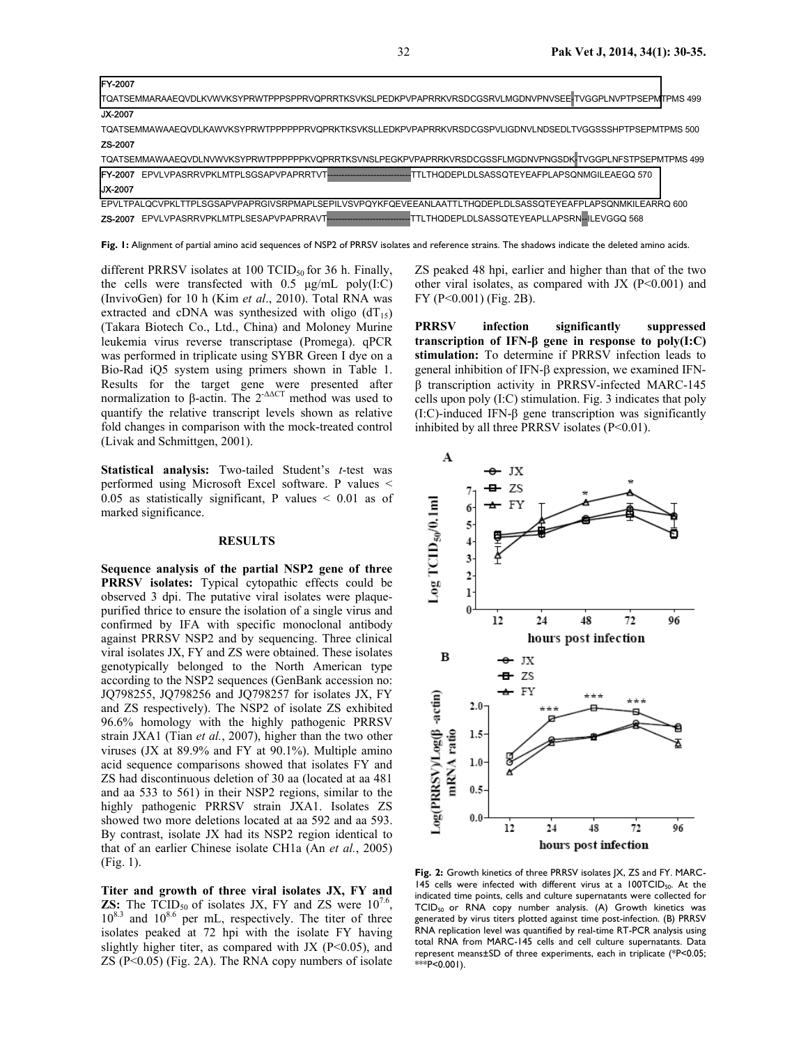FY-2007

TQATSEMMARAAEQVDLKVWVKSYPRWTPPPSPPRVQPRRTKSVKSLPEDKPVPAPRRKVRSDCGSRVLMGDNVPNVSEE-TVGGPLNVPTPSEPMTPMS 499

JX-2007

TQATSEMMAWAAEQVDLKAWVKSYPRWTPPPPPPRVQPRKTKSVKSLLEDKPVPAPRRKVRSDCGSPVLIGDNVLNDSEDLTVGGSSSHPTPSEPMTPMS 500

ZS-2007

TQATSEMMAWAAEQVDLNVWVKSYPRWTPPPPPPKVQPRRTKSVNSLPEGKPVPAPRRKVRSDCGSSFLMGDNVPNGSDK-TVGGPLNFSTPSEPMTPMS 499

FY-2007 EPVLVPASRRVPKLMTPLSGSAPVPAPRRTVT-----------------------------TTLTHQDEPLDLSASSQTEYEAFPLAPSQNMGILEAEGQ 570

JX-2007

EPVLTPALQCVPKLTTPLSGSAPVPAPRGIVSRPMAPLSEPILVSVPQYKFQEVEEANLAATTLTHQDEPLDLSASSQTEYEAFPLAPSQNMKILEARRQ 600

ZS-2007 EPVLVPASRRVPKLMTPLSESAPVPAPRRAVT-----------------------------TTLTHQDEPLDLSASSQTEYEAPLLAPSRN--ILEVGGQ 568

**Fig. 1:** Alignment of partial amino acid sequences of NSP2 of PRRSV isolates and reference strains. The shadows indicate the deleted amino acids.

different PRRSV isolates at 100 $TCID_{50}$ for 36 h. Finally, the cells were transfected with 0.5 µg/mL poly(I:C) (InvivoGen) for 10 h (Kim *et al*., 2010). Total RNA was extracted and cDNA was synthesized with oligo ($dT_{15}$) (Takara Biotech Co., Ltd., China) and Moloney Murine leukemia virus reverse transcriptase (Promega). qPCR was performed in triplicate using SYBR Green I dye on a Bio-Rad iQ5 system using primers shown in Table 1. Results for the target gene were presented after normalization to β-actin. The $2^{-\Delta\Delta CT}$ method was used to quantify the relative transcript levels shown as relative fold changes in comparison with the mock-treated control (Livak and Schmittgen, 2001).

**Statistical analysis:** Two-tailed Student's *t*-test was performed using Microsoft Excel software. P values < 0.05 as statistically significant, P values < 0.01 as of marked significance.

## RESULTS

**Sequence analysis of the partial NSP2 gene of three PRRSV isolates:** Typical cytopathic effects could be observed 3 dpi. The putative viral isolates were plaque-purified thrice to ensure the isolation of a single virus and confirmed by IFA with specific monoclonal antibody against PRRSV NSP2 and by sequencing. Three clinical viral isolates JX, FY and ZS were obtained. These isolates genotypically belonged to the North American type according to the NSP2 sequences (GenBank accession no: JQ798255, JQ798256 and JQ798257 for isolates JX, FY and ZS respectively). The NSP2 of isolate ZS exhibited 96.6% homology with the highly pathogenic PRRSV strain JXA1 (Tian *et al.*, 2007), higher than the two other viruses (JX at 89.9% and FY at 90.1%). Multiple amino acid sequence comparisons showed that isolates FY and ZS had discontinuous deletion of 30 aa (located at aa 481 and aa 533 to 561) in their NSP2 regions, similar to the highly pathogenic PRRSV strain JXA1. Isolates ZS showed two more deletions located at aa 592 and aa 593. By contrast, isolate JX had its NSP2 region identical to that of an earlier Chinese isolate CH1a (An *et al.*, 2005) (Fig. 1).

**Titer and growth of three viral isolates JX, FY and ZS:** The $TCID_{50}$ of isolates JX, FY and ZS were $10^{7.6}$, $10^{8.3}$ and $10^{8.6}$ per mL, respectively. The titer of three isolates peaked at 72 hpi with the isolate FY having slightly higher titer, as compared with JX (P<0.05), and ZS (P<0.05) (Fig. 2A). The RNA copy numbers of isolate ZS peaked 48 hpi, earlier and higher than that of the two other viral isolates, as compared with JX (P<0.001) and FY (P<0.001) (Fig. 2B).

**PRRSV infection significantly suppressed transcription of IFN-β gene in response to poly(I:C) stimulation:** To determine if PRRSV infection leads to general inhibition of IFN-β expression, we examined IFN-β transcription activity in PRRSV-infected MARC-145 cells upon poly (I:C) stimulation. Fig. 3 indicates that poly (I:C)-induced IFN-β gene transcription was significantly inhibited by all three PRRSV isolates (P<0.01).

**Fig. 2:** Growth kinetics of three PRRSV isolates JX, ZS and FY. MARC-145 cells were infected with different virus at a $100TCID_{50}$. At the indicated time points, cells and culture supernatants were collected for $TCID_{50}$ or RNA copy number analysis. (A) Growth kinetics was generated by virus titers plotted against time post-infection. (B) PRRSV RNA replication level was quantified by real-time RT-PCR analysis using total RNA from MARC-145 cells and cell culture supernatants. Data represent means±SD of three experiments, each in triplicate (*P<0.05; ***P<0.001).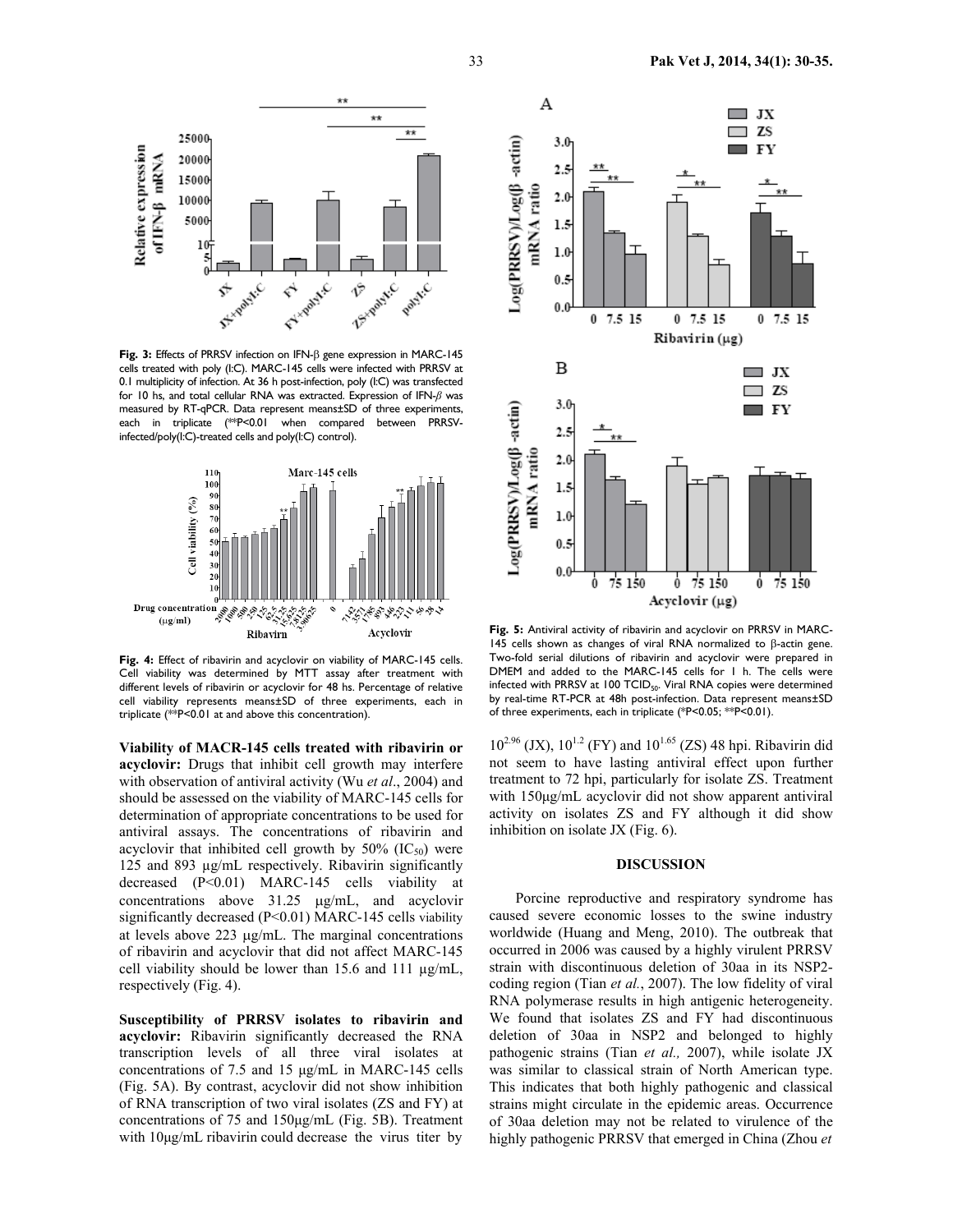**Fig. 3:** Effects of PRRSV infection on IFN-β gene expression in MARC-145 cells treated with poly (I:C). MARC-145 cells were infected with PRRSV at 0.1 multiplicity of infection. At 36 h post-infection, poly (I:C) was transfected for 10 hs, and total cellular RNA was extracted. Expression of IFN-$\beta$ was measured by RT-qPCR. Data represent means±SD of three experiments, each in triplicate (**P<0.01 when compared between PRRSV-infected/poly(I:C)-treated cells and poly(I:C) control).

**Fig. 4:** Effect of ribavirin and acyclovir on viability of MARC-145 cells. Cell viability was determined by MTT assay after treatment with different levels of ribavirin or acyclovir for 48 hs. Percentage of relative cell viability represents means±SD of three experiments, each in triplicate (**P<0.01 at and above this concentration).

**Viability of MACR-145 cells treated with ribavirin or acyclovir:** Drugs that inhibit cell growth may interfere with observation of antiviral activity (Wu *et al*., 2004) and should be assessed on the viability of MARC-145 cells for determination of appropriate concentrations to be used for antiviral assays. The concentrations of ribavirin and acyclovir that inhibited cell growth by 50% ($IC_{50}$) were 125 and 893 µg/mL respectively. Ribavirin significantly decreased (P<0.01) MARC-145 cells viability at concentrations above 31.25 µg/mL, and acyclovir significantly decreased (P<0.01) MARC-145 cells viability at levels above 223 µg/mL. The marginal concentrations of ribavirin and acyclovir that did not affect MARC-145 cell viability should be lower than 15.6 and 111 µg/mL, respectively (Fig. 4).

**Susceptibility of PRRSV isolates to ribavirin and acyclovir:** Ribavirin significantly decreased the RNA transcription levels of all three viral isolates at concentrations of 7.5 and 15 µg/mL in MARC-145 cells (Fig. 5A). By contrast, acyclovir did not show inhibition of RNA transcription of two viral isolates (ZS and FY) at concentrations of 75 and 150µg/mL (Fig. 5B). Treatment with 10µg/mL ribavirin could decrease the virus titer by

**Fig. 5:** Antiviral activity of ribavirin and acyclovir on PRRSV in MARC-145 cells shown as changes of viral RNA normalized to β-actin gene. Two-fold serial dilutions of ribavirin and acyclovir were prepared in DMEM and added to the MARC-145 cells for 1 h. The cells were infected with PRRSV at 100 $TCID_{50}$. Viral RNA copies were determined by real-time RT-PCR at 48h post-infection. Data represent means±SD of three experiments, each in triplicate (*P<0.05; **P<0.01).

$10^{2.96}$ (JX), $10^{1.2}$ (FY) and $10^{1.65}$ (ZS) 48 hpi. Ribavirin did not seem to have lasting antiviral effect upon further treatment to 72 hpi, particularly for isolate ZS. Treatment with 150µg/mL acyclovir did not show apparent antiviral activity on isolates ZS and FY although it did show inhibition on isolate JX (Fig. 6).

## DISCUSSION

Porcine reproductive and respiratory syndrome has caused severe economic losses to the swine industry worldwide (Huang and Meng, 2010). The outbreak that occurred in 2006 was caused by a highly virulent PRRSV strain with discontinuous deletion of 30aa in its NSP2-coding region (Tian *et al.*, 2007). The low fidelity of viral RNA polymerase results in high antigenic heterogeneity. We found that isolates ZS and FY had discontinuous deletion of 30aa in NSP2 and belonged to highly pathogenic strains (Tian *et al.,* 2007), while isolate JX was similar to classical strain of North American type. This indicates that both highly pathogenic and classical strains might circulate in the epidemic areas. Occurrence of 30aa deletion may not be related to virulence of the highly pathogenic PRRSV that emerged in China (Zhou *et*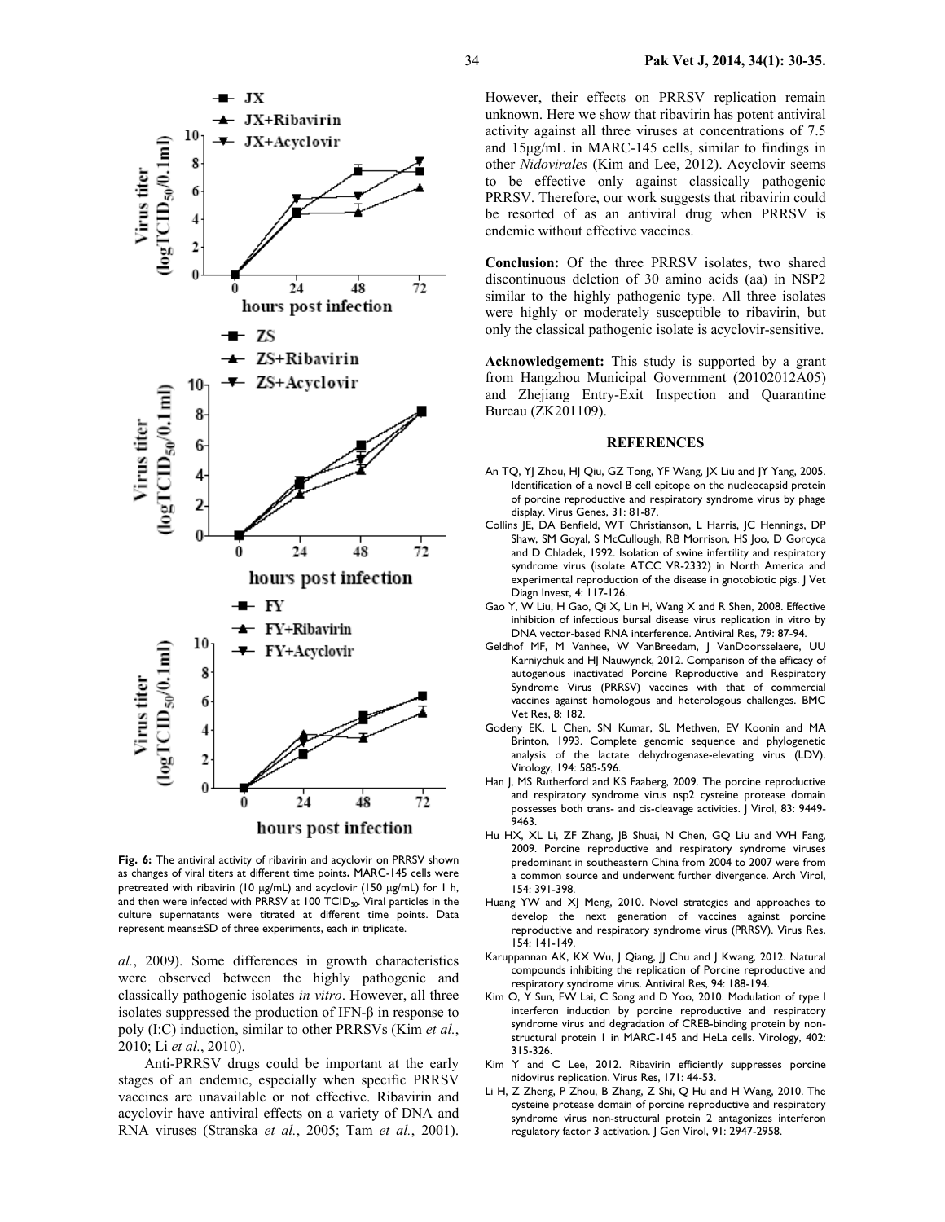Fig. 6: The antiviral activity of ribavirin and acyclovir on PRRSV shown as changes of viral titers at different time points. MARC-145 cells were pretreated with ribavirin (10 μg/mL) and acyclovir (150 μg/mL) for 1 h, and then were infected with PRRSV at 100 $TCID_{50}$. Viral particles in the culture supernatants were titrated at different time points. Data represent means±SD of three experiments, each in triplicate.

*al.*, 2009). Some differences in growth characteristics were observed between the highly pathogenic and classically pathogenic isolates *in vitro*. However, all three isolates suppressed the production of IFN-β in response to poly (I:C) induction, similar to other PRRSVs (Kim *et al.*, 2010; Li *et al.*, 2010).

Anti-PRRSV drugs could be important at the early stages of an endemic, especially when specific PRRSV vaccines are unavailable or not effective. Ribavirin and acyclovir have antiviral effects on a variety of DNA and RNA viruses (Stranska *et al.*, 2005; Tam *et al.*, 2001). However, their effects on PRRSV replication remain unknown. Here we show that ribavirin has potent antiviral activity against all three viruses at concentrations of 7.5 and 15μg/mL in MARC-145 cells, similar to findings in other *Nidovirales* (Kim and Lee, 2012). Acyclovir seems to be effective only against classically pathogenic PRRSV. Therefore, our work suggests that ribavirin could be resorted of as an antiviral drug when PRRSV is endemic without effective vaccines.

**Conclusion:** Of the three PRRSV isolates, two shared discontinuous deletion of 30 amino acids (aa) in NSP2 similar to the highly pathogenic type. All three isolates were highly or moderately susceptible to ribavirin, but only the classical pathogenic isolate is acyclovir-sensitive.

**Acknowledgement:** This study is supported by a grant from Hangzhou Municipal Government (20102012A05) and Zhejiang Entry-Exit Inspection and Quarantine Bureau (ZK201109).

## REFERENCES

An TQ, YJ Zhou, HJ Qiu, GZ Tong, YF Wang, JX Liu and JY Yang, 2005. Identification of a novel B cell epitope on the nucleocapsid protein of porcine reproductive and respiratory syndrome virus by phage display. Virus Genes, 31: 81-87.

Collins JE, DA Benfield, WT Christianson, L Harris, JC Hennings, DP Shaw, SM Goyal, S McCullough, RB Morrison, HS Joo, D Gorcyca and D Chladek, 1992. Isolation of swine infertility and respiratory syndrome virus (isolate ATCC VR-2332) in North America and experimental reproduction of the disease in gnotobiotic pigs. J Vet Diagn Invest, 4: 117-126.

Gao Y, W Liu, H Gao, Qi X, Lin H, Wang X and R Shen, 2008. Effective inhibition of infectious bursal disease virus replication in vitro by DNA vector-based RNA interference. Antiviral Res, 79: 87-94.

Geldhof MF, M Vanhee, W VanBreedam, J VanDoorsselaere, UU Karniychuk and HJ Nauwynck, 2012. Comparison of the efficacy of autogenous inactivated Porcine Reproductive and Respiratory Syndrome Virus (PRRSV) vaccines with that of commercial vaccines against homologous and heterologous challenges. BMC Vet Res, 8: 182.

Godeny EK, L Chen, SN Kumar, SL Methven, EV Koonin and MA Brinton, 1993. Complete genomic sequence and phylogenetic analysis of the lactate dehydrogenase-elevating virus (LDV). Virology, 194: 585-596.

Han J, MS Rutherford and KS Faaberg, 2009. The porcine reproductive and respiratory syndrome virus nsp2 cysteine protease domain possesses both trans- and cis-cleavage activities. J Virol, 83: 9449-9463.

Hu HX, XL Li, ZF Zhang, JB Shuai, N Chen, GQ Liu and WH Fang, 2009. Porcine reproductive and respiratory syndrome viruses predominant in southeastern China from 2004 to 2007 were from a common source and underwent further divergence. Arch Virol, 154: 391-398.

Huang YW and XJ Meng, 2010. Novel strategies and approaches to develop the next generation of vaccines against porcine reproductive and respiratory syndrome virus (PRRSV). Virus Res, 154: 141-149.

Karuppannan AK, KX Wu, J Qiang, JJ Chu and J Kwang, 2012. Natural compounds inhibiting the replication of Porcine reproductive and respiratory syndrome virus. Antiviral Res, 94: 188-194.

Kim O, Y Sun, FW Lai, C Song and D Yoo, 2010. Modulation of type I interferon induction by porcine reproductive and respiratory syndrome virus and degradation of CREB-binding protein by non-structural protein 1 in MARC-145 and HeLa cells. Virology, 402: 315-326.

Kim Y and C Lee, 2012. Ribavirin efficiently suppresses porcine nidovirus replication. Virus Res, 171: 44-53.

Li H, Z Zheng, P Zhou, B Zhang, Z Shi, Q Hu and H Wang, 2010. The cysteine protease domain of porcine reproductive and respiratory syndrome virus non-structural protein 2 antagonizes interferon regulatory factor 3 activation. J Gen Virol, 91: 2947-2958.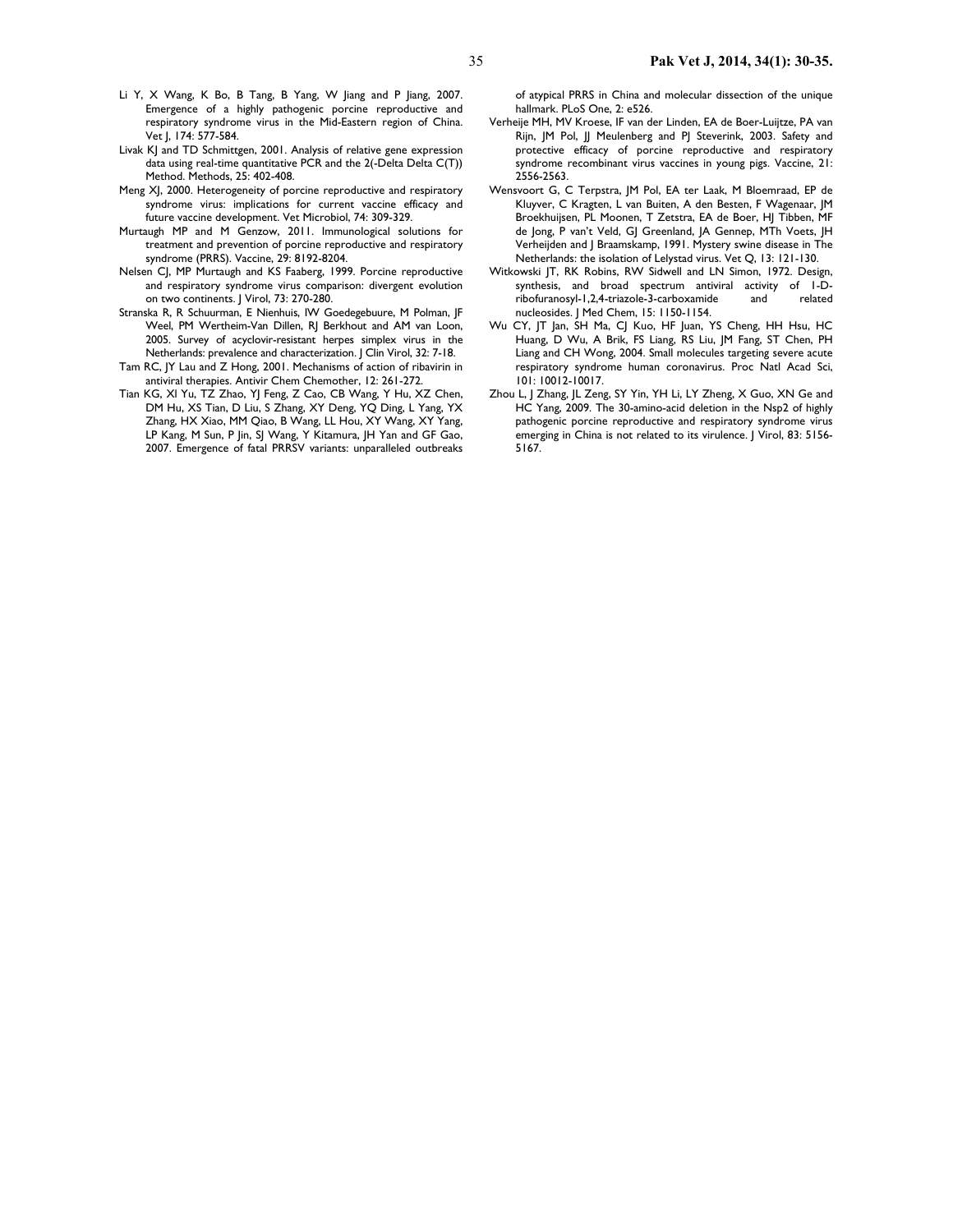Li Y, X Wang, K Bo, B Tang, B Yang, W Jiang and P Jiang, 2007. Emergence of a highly pathogenic porcine reproductive and respiratory syndrome virus in the Mid-Eastern region of China. Vet J, 174: 577-584.

Livak KJ and TD Schmittgen, 2001. Analysis of relative gene expression data using real-time quantitative PCR and the 2(-Delta Delta C(T)) Method. Methods, 25: 402-408.

Meng XJ, 2000. Heterogeneity of porcine reproductive and respiratory syndrome virus: implications for current vaccine efficacy and future vaccine development. Vet Microbiol, 74: 309-329.

Murtaugh MP and M Genzow, 2011. Immunological solutions for treatment and prevention of porcine reproductive and respiratory syndrome (PRRS). Vaccine, 29: 8192-8204.

Nelsen CJ, MP Murtaugh and KS Faaberg, 1999. Porcine reproductive and respiratory syndrome virus comparison: divergent evolution on two continents. J Virol, 73: 270-280.

Stranska R, R Schuurman, E Nienhuis, IW Goedegebuure, M Polman, JF Weel, PM Wertheim-Van Dillen, RJ Berkhout and AM van Loon, 2005. Survey of acyclovir-resistant herpes simplex virus in the Netherlands: prevalence and characterization. J Clin Virol, 32: 7-18.

Tam RC, JY Lau and Z Hong, 2001. Mechanisms of action of ribavirin in antiviral therapies. Antivir Chem Chemother, 12: 261-272.

Tian KG, Xl Yu, TZ Zhao, YJ Feng, Z Cao, CB Wang, Y Hu, XZ Chen, DM Hu, XS Tian, D Liu, S Zhang, XY Deng, YQ Ding, L Yang, YX Zhang, HX Xiao, MM Qiao, B Wang, LL Hou, XY Wang, XY Yang, LP Kang, M Sun, P Jin, SJ Wang, Y Kitamura, JH Yan and GF Gao, 2007. Emergence of fatal PRRSV variants: unparalleled outbreaks of atypical PRRS in China and molecular dissection of the unique hallmark. PLoS One, 2: e526.

Verheije MH, MV Kroese, IF van der Linden, EA de Boer-Luijtze, PA van Rijn, JM Pol, JJ Meulenberg and PJ Steverink, 2003. Safety and protective efficacy of porcine reproductive and respiratory syndrome recombinant virus vaccines in young pigs. Vaccine, 21: 2556-2563.

Wensvoort G, C Terpstra, JM Pol, EA ter Laak, M Bloemraad, EP de Kluyver, C Kragten, L van Buiten, A den Besten, F Wagenaar, JM Broekhuijsen, PL Moonen, T Zetstra, EA de Boer, HJ Tibben, MF de Jong, P van't Veld, GJ Greenland, JA Gennep, MTh Voets, JH Verheijden and J Braamskamp, 1991. Mystery swine disease in The Netherlands: the isolation of Lelystad virus. Vet Q, 13: 121-130.

Witkowski JT, RK Robins, RW Sidwell and LN Simon, 1972. Design, synthesis, and broad spectrum antiviral activity of 1-D-ribofuranosyl-1,2,4-triazole-3-carboxamide and related nucleosides. J Med Chem, 15: 1150-1154.

Wu CY, JT Jan, SH Ma, CJ Kuo, HF Juan, YS Cheng, HH Hsu, HC Huang, D Wu, A Brik, FS Liang, RS Liu, JM Fang, ST Chen, PH Liang and CH Wong, 2004. Small molecules targeting severe acute respiratory syndrome human coronavirus. Proc Natl Acad Sci, 101: 10012-10017.

Zhou L, J Zhang, JL Zeng, SY Yin, YH Li, LY Zheng, X Guo, XN Ge and HC Yang, 2009. The 30-amino-acid deletion in the Nsp2 of highly pathogenic porcine reproductive and respiratory syndrome virus emerging in China is not related to its virulence. J Virol, 83: 5156-5167.